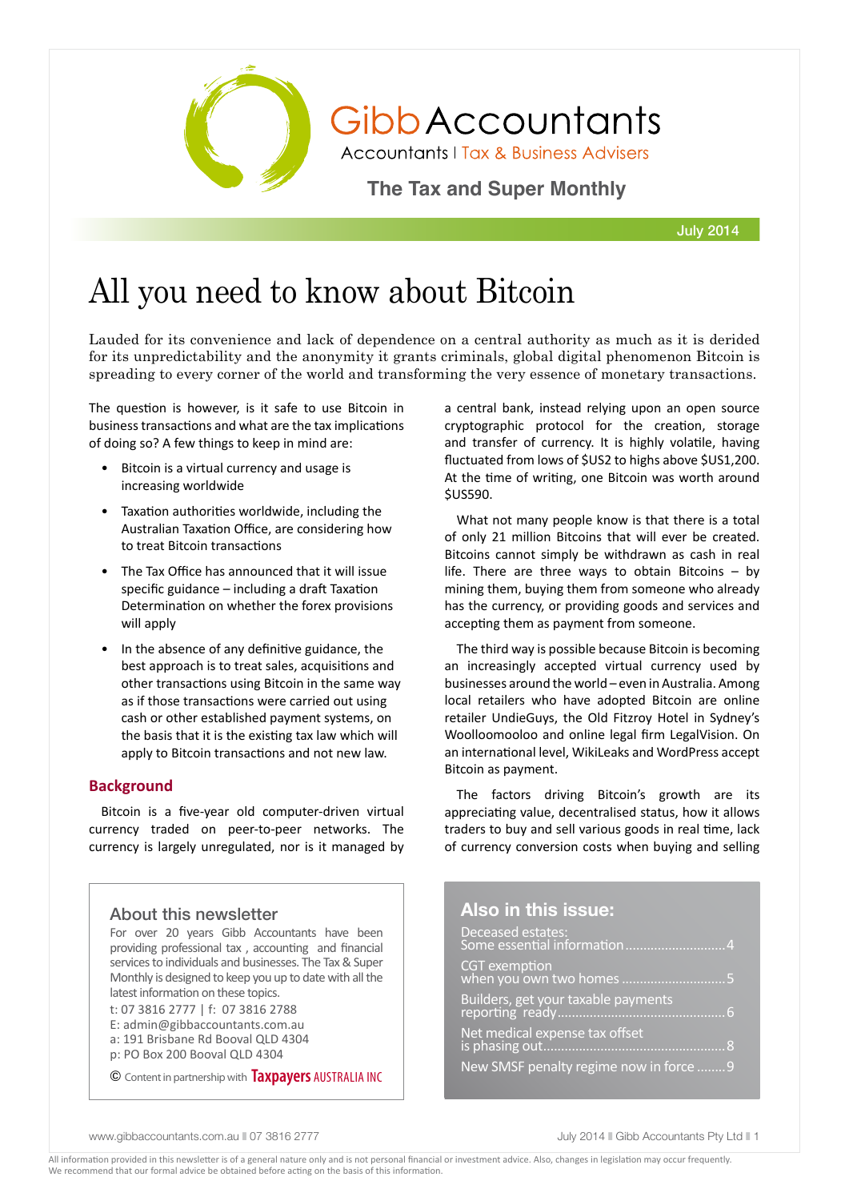# Gibb Accountants

Accountants | Tax & Business Advisers

**The Tax and Super Monthly**

July 2014

# All you need to know about Bitcoin

Lauded for its convenience and lack of dependence on a central authority as much as it is derided for its unpredictability and the anonymity it grants criminals, global digital phenomenon Bitcoin is spreading to every corner of the world and transforming the very essence of monetary transactions.

The question is however, is it safe to use Bitcoin in business transactions and what are the tax implications of doing so? A few things to keep in mind are:

- Bitcoin is a virtual currency and usage is increasing worldwide
- Taxation authorities worldwide, including the Australian Taxation Office, are considering how to treat Bitcoin transactions
- The Tax Office has announced that it will issue specific guidance – including a draft Taxation Determination on whether the forex provisions will apply
- In the absence of any definitive guidance, the best approach is to treat sales, acquisitions and other transactions using Bitcoin in the same way as if those transactions were carried out using cash or other established payment systems, on the basis that it is the existing tax law which will apply to Bitcoin transactions and not new law.

## Background

Bitcoin is a five-year old computer-driven virtual currency traded on peer-to-peer networks. The currency is largely unregulated, nor is it managed by a central bank, instead relying upon an open source cryptographic protocol for the creation, storage and transfer of currency. It is highly volatile, having fluctuated from lows of $US2 to highs above $US1,200. At the time of writing, one Bitcoin was worth around $US590.

What not many people know is that there is a total of only 21 million Bitcoins that will ever be created. Bitcoins cannot simply be withdrawn as cash in real life. There are three ways to obtain Bitcoins – by mining them, buying them from someone who already has the currency, or providing goods and services and accepting them as payment from someone.

The third way is possible because Bitcoin is becoming an increasingly accepted virtual currency used by businesses around the world – even in Australia. Among local retailers who have adopted Bitcoin are online retailer UndieGuys, the Old Fitzroy Hotel in Sydney's Woolloomooloo and online legal firm LegalVision. On an international level, WikiLeaks and WordPress accept Bitcoin as payment.

The factors driving Bitcoin's growth are its appreciating value, decentralised status, how it allows traders to buy and sell various goods in real time, lack of currency conversion costs when buying and selling

### About this newsletter

For over 20 years Gibb Accountants have been providing professional tax , accounting and financial services to individuals and businesses. The Tax & Super Monthly is designed to keep you up to date with all the latest information on these topics.

t: 07 3816 2777 | f: 07 3816 2788
E: admin@gibbaccountants.com.au
a: 191 Brisbane Rd Booval QLD 4304
p: PO Box 200 Booval QLD 4304

© Content in partnership with Taxpayers AUSTRALIA INC

### Also in this issue:

- Deceased estates: Some essential information ........ 4
- CGT exemption when you own two homes ........ 5
- Builders, get your taxable payments reporting ready ........ 6
- Net medical expense tax offset is phasing out ........ 8
- New SMSF penalty regime now in force ........ 9

All information provided in this newsletter is of a general nature only and is not personal financial or investment advice. Also, changes in legislation may occur frequently. We recommend that our formal advice be obtained before acting on the basis of this information.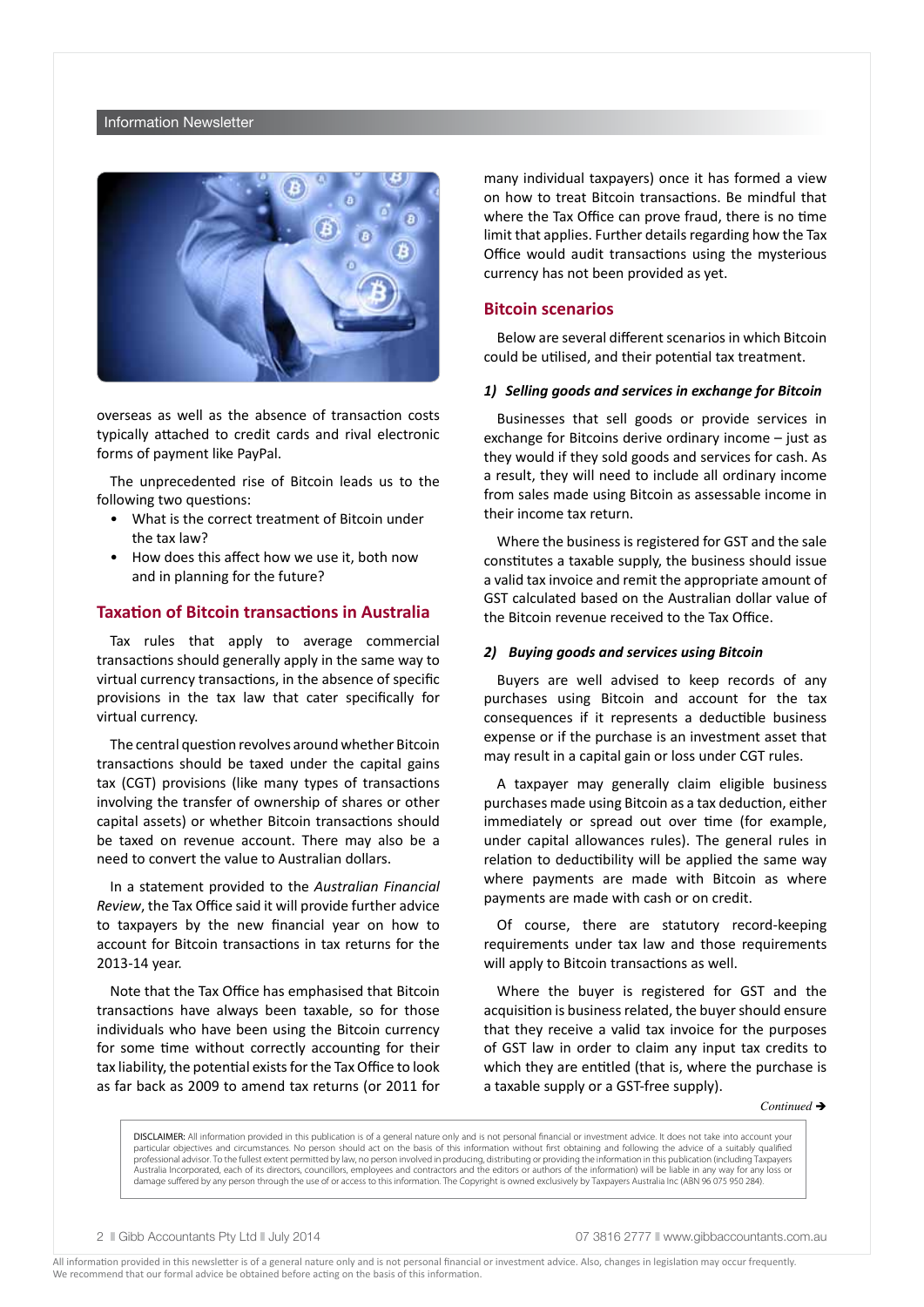overseas as well as the absence of transaction costs typically attached to credit cards and rival electronic forms of payment like PayPal.

The unprecedented rise of Bitcoin leads us to the following two questions:

- What is the correct treatment of Bitcoin under the tax law?
- How does this affect how we use it, both now and in planning for the future?

## Taxation of Bitcoin transactions in Australia

Tax rules that apply to average commercial transactions should generally apply in the same way to virtual currency transactions, in the absence of specific provisions in the tax law that cater specifically for virtual currency.

The central question revolves around whether Bitcoin transactions should be taxed under the capital gains tax (CGT) provisions (like many types of transactions involving the transfer of ownership of shares or other capital assets) or whether Bitcoin transactions should be taxed on revenue account. There may also be a need to convert the value to Australian dollars.

In a statement provided to the *Australian Financial Review*, the Tax Office said it will provide further advice to taxpayers by the new financial year on how to account for Bitcoin transactions in tax returns for the 2013-14 year.

Note that the Tax Office has emphasised that Bitcoin transactions have always been taxable, so for those individuals who have been using the Bitcoin currency for some time without correctly accounting for their tax liability, the potential exists for the Tax Office to look as far back as 2009 to amend tax returns (or 2011 for many individual taxpayers) once it has formed a view on how to treat Bitcoin transactions. Be mindful that where the Tax Office can prove fraud, there is no time limit that applies. Further details regarding how the Tax Office would audit transactions using the mysterious currency has not been provided as yet.

## Bitcoin scenarios

Below are several different scenarios in which Bitcoin could be utilised, and their potential tax treatment.

### *1) Selling goods and services in exchange for Bitcoin*

Businesses that sell goods or provide services in exchange for Bitcoins derive ordinary income – just as they would if they sold goods and services for cash. As a result, they will need to include all ordinary income from sales made using Bitcoin as assessable income in their income tax return.

Where the business is registered for GST and the sale constitutes a taxable supply, the business should issue a valid tax invoice and remit the appropriate amount of GST calculated based on the Australian dollar value of the Bitcoin revenue received to the Tax Office.

### *2) Buying goods and services using Bitcoin*

Buyers are well advised to keep records of any purchases using Bitcoin and account for the tax consequences if it represents a deductible business expense or if the purchase is an investment asset that may result in a capital gain or loss under CGT rules.

A taxpayer may generally claim eligible business purchases made using Bitcoin as a tax deduction, either immediately or spread out over time (for example, under capital allowances rules). The general rules in relation to deductibility will be applied the same way where payments are made with Bitcoin as where payments are made with cash or on credit.

Of course, there are statutory record-keeping requirements under tax law and those requirements will apply to Bitcoin transactions as well.

Where the buyer is registered for GST and the acquisition is business related, the buyer should ensure that they receive a valid tax invoice for the purposes of GST law in order to claim any input tax credits to which they are entitled (that is, where the purchase is a taxable supply or a GST-free supply).

*Continued* ➔

DISCLAIMER: All information provided in this publication is of a general nature only and is not personal financial or investment advice. It does not take into account your particular objectives and circumstances. No person should act on the basis of this information without first obtaining and following the advice of a suitably qualified professional advisor. To the fullest extent permitted by law, no person involved in producing, distributing or providing the information in this publication (including Taxpayers Australia Incorporated, each of its directors, councillors, employees and contractors and the editors or authors of the information) will be liable in any way for any loss or damage suffered by any person through the use of or access to this information. The Copyright is owned exclusively by Taxpayers Australia Inc (ABN 96 075 950 284).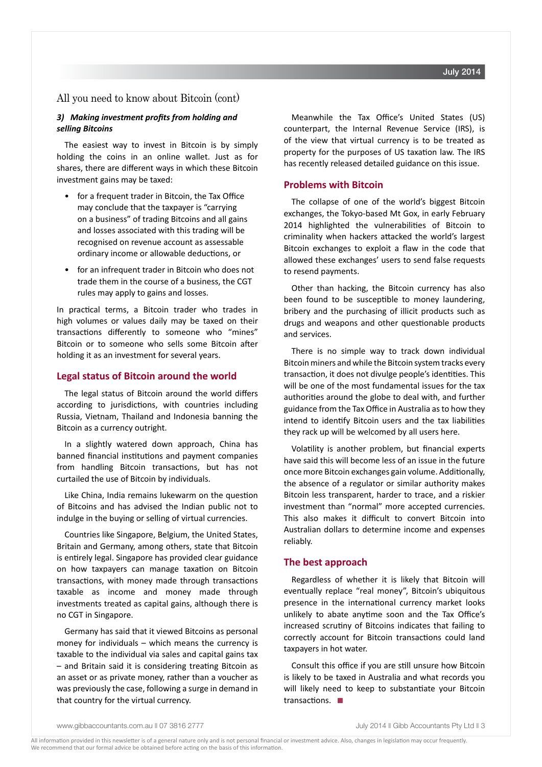## All you need to know about Bitcoin (cont)

***3) Making investment profits from holding and selling Bitcoins***

The easiest way to invest in Bitcoin is by simply holding the coins in an online wallet. Just as for shares, there are different ways in which these Bitcoin investment gains may be taxed:

- for a frequent trader in Bitcoin, the Tax Office may conclude that the taxpayer is "carrying on a business" of trading Bitcoins and all gains and losses associated with this trading will be recognised on revenue account as assessable ordinary income or allowable deductions, or
- for an infrequent trader in Bitcoin who does not trade them in the course of a business, the CGT rules may apply to gains and losses.

In practical terms, a Bitcoin trader who trades in high volumes or values daily may be taxed on their transactions differently to someone who "mines" Bitcoin or to someone who sells some Bitcoin after holding it as an investment for several years.

### Legal status of Bitcoin around the world

The legal status of Bitcoin around the world differs according to jurisdictions, with countries including Russia, Vietnam, Thailand and Indonesia banning the Bitcoin as a currency outright.

In a slightly watered down approach, China has banned financial institutions and payment companies from handling Bitcoin transactions, but has not curtailed the use of Bitcoin by individuals.

Like China, India remains lukewarm on the question of Bitcoins and has advised the Indian public not to indulge in the buying or selling of virtual currencies.

Countries like Singapore, Belgium, the United States, Britain and Germany, among others, state that Bitcoin is entirely legal. Singapore has provided clear guidance on how taxpayers can manage taxation on Bitcoin transactions, with money made through transactions taxable as income and money made through investments treated as capital gains, although there is no CGT in Singapore.

Germany has said that it viewed Bitcoins as personal money for individuals – which means the currency is taxable to the individual via sales and capital gains tax – and Britain said it is considering treating Bitcoin as an asset or as private money, rather than a voucher as was previously the case, following a surge in demand in that country for the virtual currency.

Meanwhile the Tax Office's United States (US) counterpart, the Internal Revenue Service (IRS), is of the view that virtual currency is to be treated as property for the purposes of US taxation law. The IRS has recently released detailed guidance on this issue.

### Problems with Bitcoin

The collapse of one of the world's biggest Bitcoin exchanges, the Tokyo-based Mt Gox, in early February 2014 highlighted the vulnerabilities of Bitcoin to criminality when hackers attacked the world's largest Bitcoin exchanges to exploit a flaw in the code that allowed these exchanges' users to send false requests to resend payments.

Other than hacking, the Bitcoin currency has also been found to be susceptible to money laundering, bribery and the purchasing of illicit products such as drugs and weapons and other questionable products and services.

There is no simple way to track down individual Bitcoin miners and while the Bitcoin system tracks every transaction, it does not divulge people's identities. This will be one of the most fundamental issues for the tax authorities around the globe to deal with, and further guidance from the Tax Office in Australia as to how they intend to identify Bitcoin users and the tax liabilities they rack up will be welcomed by all users here.

Volatility is another problem, but financial experts have said this will become less of an issue in the future once more Bitcoin exchanges gain volume. Additionally, the absence of a regulator or similar authority makes Bitcoin less transparent, harder to trace, and a riskier investment than "normal" more accepted currencies. This also makes it difficult to convert Bitcoin into Australian dollars to determine income and expenses reliably.

### The best approach

Regardless of whether it is likely that Bitcoin will eventually replace "real money", Bitcoin's ubiquitous presence in the international currency market looks unlikely to abate anytime soon and the Tax Office's increased scrutiny of Bitcoins indicates that failing to correctly account for Bitcoin transactions could land taxpayers in hot water.

Consult this office if you are still unsure how Bitcoin is likely to be taxed in Australia and what records you will likely need to keep to substantiate your Bitcoin transactions. ■

All information provided in this newsletter is of a general nature only and is not personal financial or investment advice. Also, changes in legislation may occur frequently. We recommend that our formal advice be obtained before acting on the basis of this information.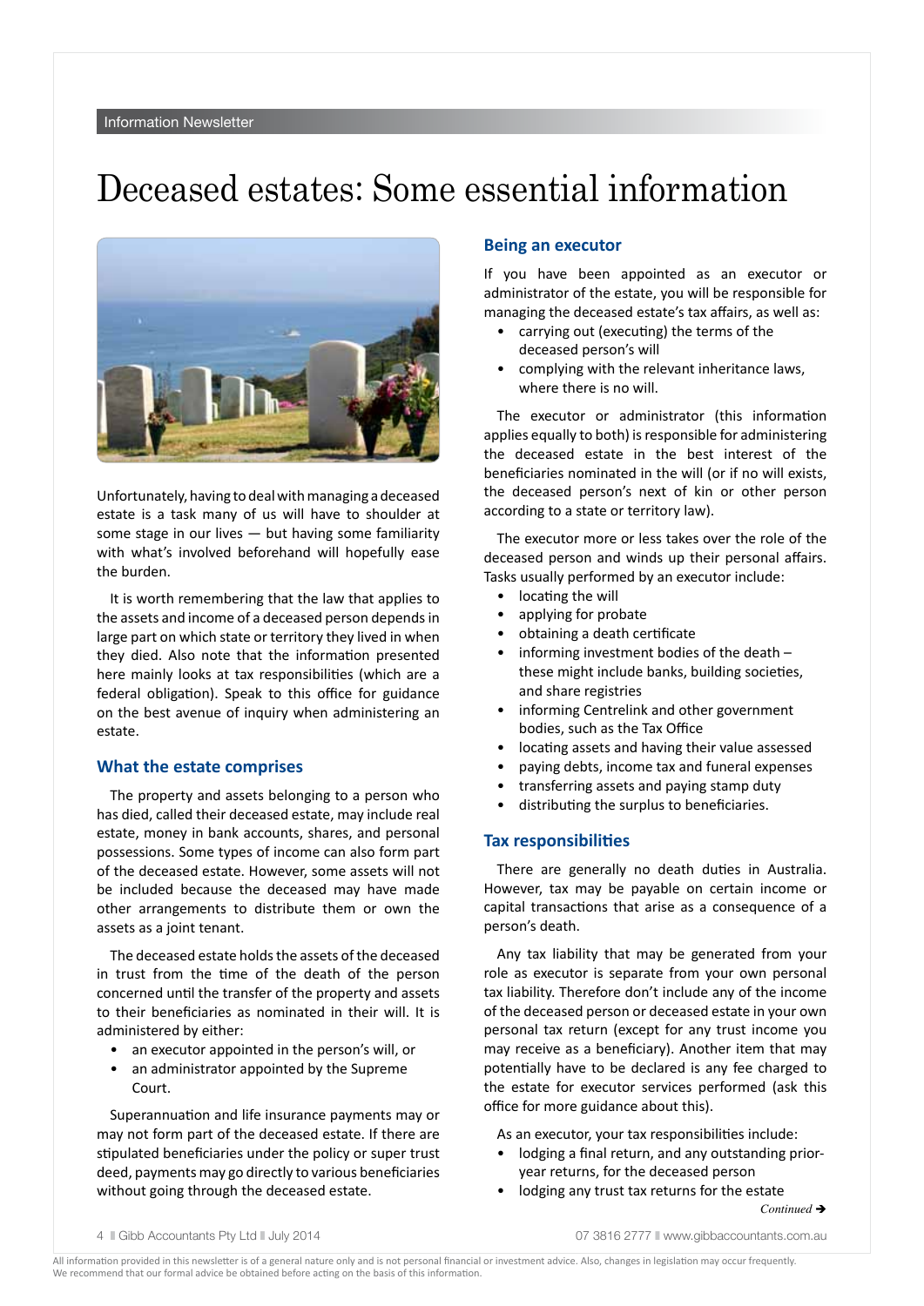Information Newsletter

# Deceased estates: Some essential information

Unfortunately, having to deal with managing a deceased estate is a task many of us will have to shoulder at some stage in our lives — but having some familiarity with what's involved beforehand will hopefully ease the burden.

It is worth remembering that the law that applies to the assets and income of a deceased person depends in large part on which state or territory they lived in when they died. Also note that the information presented here mainly looks at tax responsibilities (which are a federal obligation). Speak to this office for guidance on the best avenue of inquiry when administering an estate.

## What the estate comprises

The property and assets belonging to a person who has died, called their deceased estate, may include real estate, money in bank accounts, shares, and personal possessions. Some types of income can also form part of the deceased estate. However, some assets will not be included because the deceased may have made other arrangements to distribute them or own the assets as a joint tenant.

The deceased estate holds the assets of the deceased in trust from the time of the death of the person concerned until the transfer of the property and assets to their beneficiaries as nominated in their will. It is administered by either:

- an executor appointed in the person's will, or
- an administrator appointed by the Supreme Court.

Superannuation and life insurance payments may or may not form part of the deceased estate. If there are stipulated beneficiaries under the policy or super trust deed, payments may go directly to various beneficiaries without going through the deceased estate.

## Being an executor

If you have been appointed as an executor or administrator of the estate, you will be responsible for managing the deceased estate's tax affairs, as well as:

- carrying out (executing) the terms of the deceased person's will
- complying with the relevant inheritance laws, where there is no will.

The executor or administrator (this information applies equally to both) is responsible for administering the deceased estate in the best interest of the beneficiaries nominated in the will (or if no will exists, the deceased person's next of kin or other person according to a state or territory law).

The executor more or less takes over the role of the deceased person and winds up their personal affairs. Tasks usually performed by an executor include:

- locating the will
- applying for probate
- obtaining a death certificate
- informing investment bodies of the death – these might include banks, building societies, and share registries
- informing Centrelink and other government bodies, such as the Tax Office
- locating assets and having their value assessed
- paying debts, income tax and funeral expenses
- transferring assets and paying stamp duty
- distributing the surplus to beneficiaries.

## Tax responsibilities

There are generally no death duties in Australia. However, tax may be payable on certain income or capital transactions that arise as a consequence of a person's death.

Any tax liability that may be generated from your role as executor is separate from your own personal tax liability. Therefore don't include any of the income of the deceased person or deceased estate in your own personal tax return (except for any trust income you may receive as a beneficiary). Another item that may potentially have to be declared is any fee charged to the estate for executor services performed (ask this office for more guidance about this).

As an executor, your tax responsibilities include:

- lodging a final return, and any outstanding prior-year returns, for the deceased person
- lodging any trust tax returns for the estate

*Continued* ➔

All information provided in this newsletter is of a general nature only and is not personal financial or investment advice. Also, changes in legislation may occur frequently. We recommend that our formal advice be obtained before acting on the basis of this information.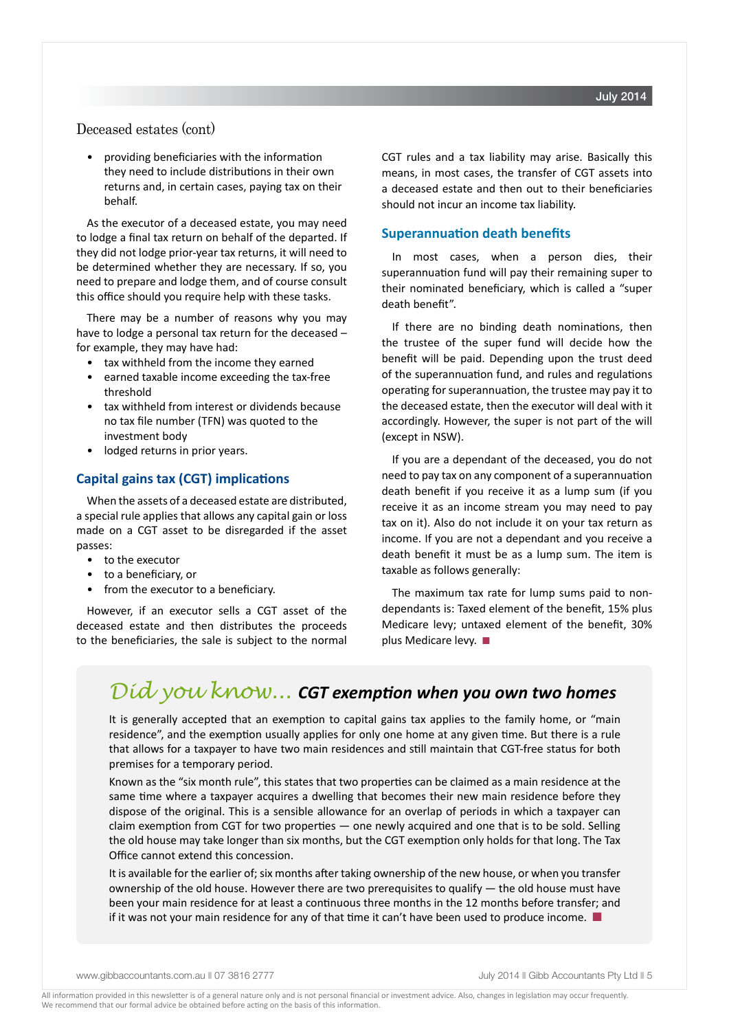## Deceased estates (cont)

- providing beneficiaries with the information they need to include distributions in their own returns and, in certain cases, paying tax on their behalf.

As the executor of a deceased estate, you may need to lodge a final tax return on behalf of the departed. If they did not lodge prior-year tax returns, it will need to be determined whether they are necessary. If so, you need to prepare and lodge them, and of course consult this office should you require help with these tasks.

There may be a number of reasons why you may have to lodge a personal tax return for the deceased – for example, they may have had:

- tax withheld from the income they earned
- earned taxable income exceeding the tax-free threshold
- tax withheld from interest or dividends because no tax file number (TFN) was quoted to the investment body
- lodged returns in prior years.

### Capital gains tax (CGT) implications

When the assets of a deceased estate are distributed, a special rule applies that allows any capital gain or loss made on a CGT asset to be disregarded if the asset passes:

- to the executor
- to a beneficiary, or
- from the executor to a beneficiary.

However, if an executor sells a CGT asset of the deceased estate and then distributes the proceeds to the beneficiaries, the sale is subject to the normal CGT rules and a tax liability may arise. Basically this means, in most cases, the transfer of CGT assets into a deceased estate and then out to their beneficiaries should not incur an income tax liability.

### Superannuation death benefits

In most cases, when a person dies, their superannuation fund will pay their remaining super to their nominated beneficiary, which is called a "super death benefit".

If there are no binding death nominations, then the trustee of the super fund will decide how the benefit will be paid. Depending upon the trust deed of the superannuation fund, and rules and regulations operating for superannuation, the trustee may pay it to the deceased estate, then the executor will deal with it accordingly. However, the super is not part of the will (except in NSW).

If you are a dependant of the deceased, you do not need to pay tax on any component of a superannuation death benefit if you receive it as a lump sum (if you receive it as an income stream you may need to pay tax on it). Also do not include it on your tax return as income. If you are not a dependant and you receive a death benefit it must be as a lump sum. The item is taxable as follows generally:

The maximum tax rate for lump sums paid to non-dependants is: Taxed element of the benefit, 15% plus Medicare levy; untaxed element of the benefit, 30% plus Medicare levy.

## *Did you know...* CGT exemption when you own two homes

It is generally accepted that an exemption to capital gains tax applies to the family home, or "main residence", and the exemption usually applies for only one home at any given time. But there is a rule that allows for a taxpayer to have two main residences and still maintain that CGT-free status for both premises for a temporary period.

Known as the "six month rule", this states that two properties can be claimed as a main residence at the same time where a taxpayer acquires a dwelling that becomes their new main residence before they dispose of the original. This is a sensible allowance for an overlap of periods in which a taxpayer can claim exemption from CGT for two properties — one newly acquired and one that is to be sold. Selling the old house may take longer than six months, but the CGT exemption only holds for that long. The Tax Office cannot extend this concession.

It is available for the earlier of; six months after taking ownership of the new house, or when you transfer ownership of the old house. However there are two prerequisites to qualify — the old house must have been your main residence for at least a continuous three months in the 12 months before transfer; and if it was not your main residence for any of that time it can't have been used to produce income.

All information provided in this newsletter is of a general nature only and is not personal financial or investment advice. Also, changes in legislation may occur frequently. We recommend that our formal advice be obtained before acting on the basis of this information.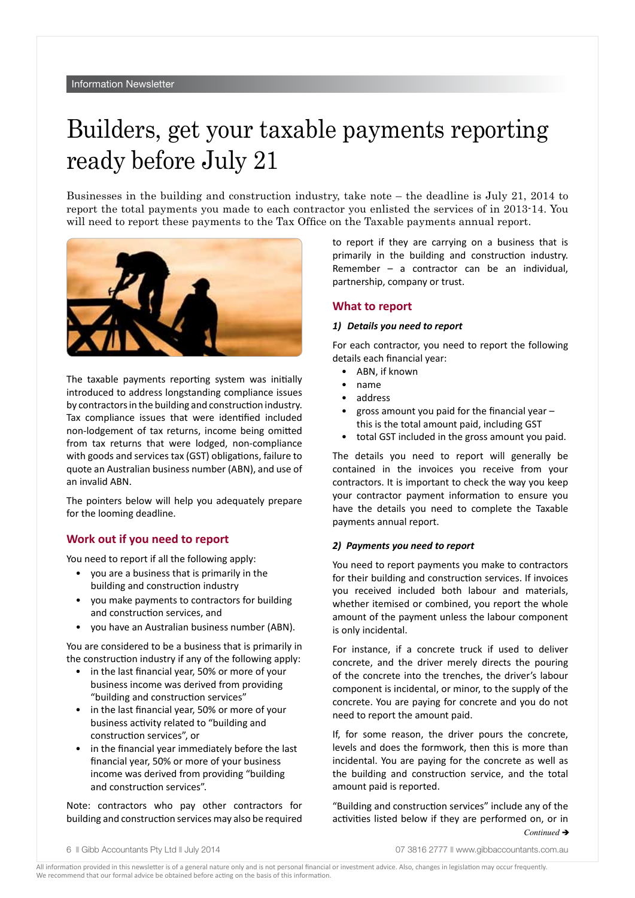# Builders, get your taxable payments reporting ready before July 21

Businesses in the building and construction industry, take note – the deadline is July 21, 2014 to report the total payments you made to each contractor you enlisted the services of in 2013-14. You will need to report these payments to the Tax Office on the Taxable payments annual report.

The taxable payments reporting system was initially introduced to address longstanding compliance issues by contractors in the building and construction industry. Tax compliance issues that were identified included non-lodgement of tax returns, income being omitted from tax returns that were lodged, non-compliance with goods and services tax (GST) obligations, failure to quote an Australian business number (ABN), and use of an invalid ABN.

The pointers below will help you adequately prepare for the looming deadline.

## Work out if you need to report

You need to report if all the following apply:

- you are a business that is primarily in the building and construction industry
- you make payments to contractors for building and construction services, and
- you have an Australian business number (ABN).

You are considered to be a business that is primarily in the construction industry if any of the following apply:

- in the last financial year, 50% or more of your business income was derived from providing "building and construction services"
- in the last financial year, 50% or more of your business activity related to "building and construction services", or
- in the financial year immediately before the last financial year, 50% or more of your business income was derived from providing "building and construction services".

Note: contractors who pay other contractors for building and construction services may also be required to report if they are carrying on a business that is primarily in the building and construction industry. Remember – a contractor can be an individual, partnership, company or trust.

## What to report

### *1) Details you need to report*

For each contractor, you need to report the following details each financial year:

- ABN, if known
- name
- address
- gross amount you paid for the financial year – this is the total amount paid, including GST
- total GST included in the gross amount you paid.

The details you need to report will generally be contained in the invoices you receive from your contractors. It is important to check the way you keep your contractor payment information to ensure you have the details you need to complete the Taxable payments annual report.

### *2) Payments you need to report*

You need to report payments you make to contractors for their building and construction services. If invoices you received included both labour and materials, whether itemised or combined, you report the whole amount of the payment unless the labour component is only incidental.

For instance, if a concrete truck if used to deliver concrete, and the driver merely directs the pouring of the concrete into the trenches, the driver's labour component is incidental, or minor, to the supply of the concrete. You are paying for concrete and you do not need to report the amount paid.

If, for some reason, the driver pours the concrete, levels and does the formwork, then this is more than incidental. You are paying for the concrete as well as the building and construction service, and the total amount paid is reported.

"Building and construction services" include any of the activities listed below if they are performed on, or in

*Continued* ➔

All information provided in this newsletter is of a general nature only and is not personal financial or investment advice. Also, changes in legislation may occur frequently. We recommend that our formal advice be obtained before acting on the basis of this information.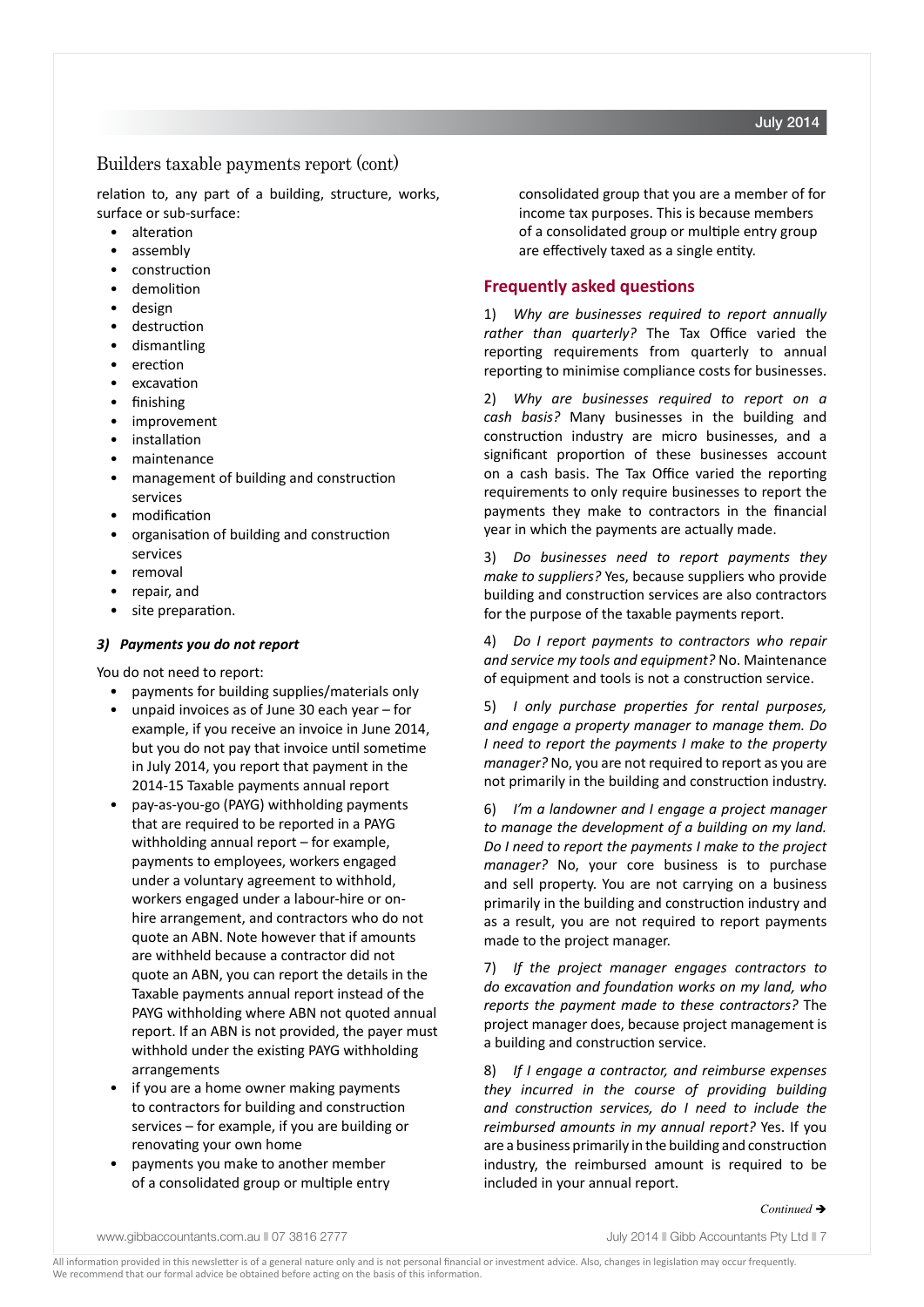## Builders taxable payments report (cont)

relation to, any part of a building, structure, works, surface or sub-surface:

- alteration
- assembly
- construction
- demolition
- design
- destruction
- dismantling
- erection
- excavation
- finishing
- improvement
- installation
- maintenance
- management of building and construction services
- modification
- organisation of building and construction services
- removal
- repair, and
- site preparation.

***3) Payments you do not report***

You do not need to report:

- payments for building supplies/materials only
- unpaid invoices as of June 30 each year – for example, if you receive an invoice in June 2014, but you do not pay that invoice until sometime in July 2014, you report that payment in the 2014-15 Taxable payments annual report
- pay-as-you-go (PAYG) withholding payments that are required to be reported in a PAYG withholding annual report – for example, payments to employees, workers engaged under a voluntary agreement to withhold, workers engaged under a labour-hire or on-hire arrangement, and contractors who do not quote an ABN. Note however that if amounts are withheld because a contractor did not quote an ABN, you can report the details in the Taxable payments annual report instead of the PAYG withholding where ABN not quoted annual report. If an ABN is not provided, the payer must withhold under the existing PAYG withholding arrangements
- if you are a home owner making payments to contractors for building and construction services – for example, if you are building or renovating your own home
- payments you make to another member of a consolidated group or multiple entry consolidated group that you are a member of for income tax purposes. This is because members of a consolidated group or multiple entry group are effectively taxed as a single entity.

### Frequently asked questions

1) *Why are businesses required to report annually rather than quarterly?* The Tax Office varied the reporting requirements from quarterly to annual reporting to minimise compliance costs for businesses.

2) *Why are businesses required to report on a cash basis?* Many businesses in the building and construction industry are micro businesses, and a significant proportion of these businesses account on a cash basis. The Tax Office varied the reporting requirements to only require businesses to report the payments they make to contractors in the financial year in which the payments are actually made.

3) *Do businesses need to report payments they make to suppliers?* Yes, because suppliers who provide building and construction services are also contractors for the purpose of the taxable payments report.

4) *Do I report payments to contractors who repair and service my tools and equipment?* No. Maintenance of equipment and tools is not a construction service.

5) *I only purchase properties for rental purposes, and engage a property manager to manage them. Do I need to report the payments I make to the property manager?* No, you are not required to report as you are not primarily in the building and construction industry.

6) *I'm a landowner and I engage a project manager to manage the development of a building on my land. Do I need to report the payments I make to the project manager?* No, your core business is to purchase and sell property. You are not carrying on a business primarily in the building and construction industry and as a result, you are not required to report payments made to the project manager.

7) *If the project manager engages contractors to do excavation and foundation works on my land, who reports the payment made to these contractors?* The project manager does, because project management is a building and construction service.

8) *If I engage a contractor, and reimburse expenses they incurred in the course of providing building and construction services, do I need to include the reimbursed amounts in my annual report?* Yes. If you are a business primarily in the building and construction industry, the reimbursed amount is required to be included in your annual report.

*Continued* ➔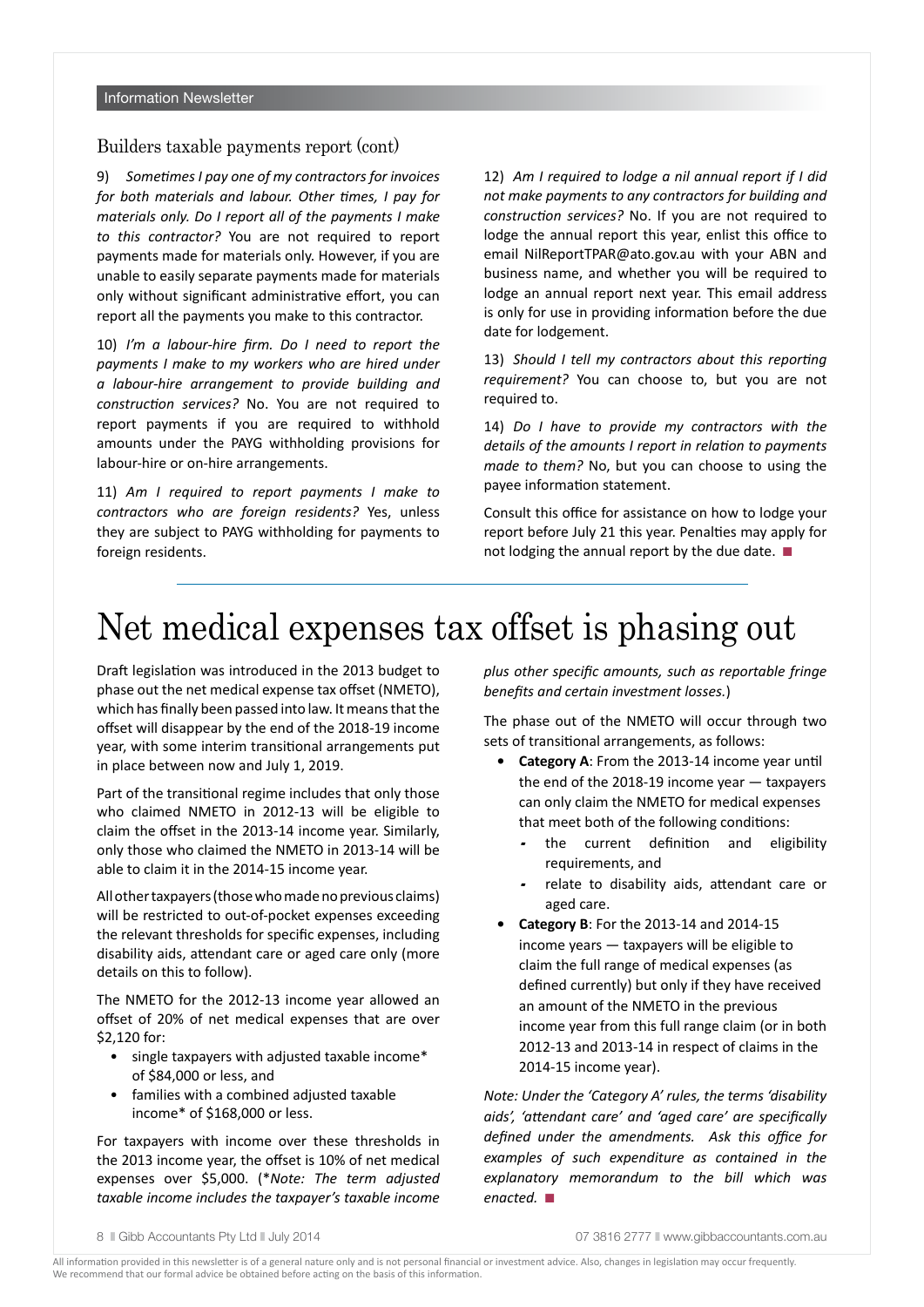## Builders taxable payments report (cont)

9) *Sometimes I pay one of my contractors for invoices for both materials and labour. Other times, I pay for materials only. Do I report all of the payments I make to this contractor?* You are not required to report payments made for materials only. However, if you are unable to easily separate payments made for materials only without significant administrative effort, you can report all the payments you make to this contractor.

10) *I'm a labour-hire firm. Do I need to report the payments I make to my workers who are hired under a labour-hire arrangement to provide building and construction services?* No. You are not required to report payments if you are required to withhold amounts under the PAYG withholding provisions for labour-hire or on-hire arrangements.

11) *Am I required to report payments I make to contractors who are foreign residents?* Yes, unless they are subject to PAYG withholding for payments to foreign residents.

12) *Am I required to lodge a nil annual report if I did not make payments to any contractors for building and construction services?* No. If you are not required to lodge the annual report this year, enlist this office to email NilReportTPAR@ato.gov.au with your ABN and business name, and whether you will be required to lodge an annual report next year. This email address is only for use in providing information before the due date for lodgement.

13) *Should I tell my contractors about this reporting requirement?* You can choose to, but you are not required to.

14) *Do I have to provide my contractors with the details of the amounts I report in relation to payments made to them?* No, but you can choose to using the payee information statement.

Consult this office for assistance on how to lodge your report before July 21 this year. Penalties may apply for not lodging the annual report by the due date. ■

# Net medical expenses tax offset is phasing out

Draft legislation was introduced in the 2013 budget to phase out the net medical expense tax offset (NMETO), which has finally been passed into law. It means that the offset will disappear by the end of the 2018-19 income year, with some interim transitional arrangements put in place between now and July 1, 2019.

Part of the transitional regime includes that only those who claimed NMETO in 2012-13 will be eligible to claim the offset in the 2013-14 income year. Similarly, only those who claimed the NMETO in 2013-14 will be able to claim it in the 2014-15 income year.

All other taxpayers (those who made no previous claims) will be restricted to out-of-pocket expenses exceeding the relevant thresholds for specific expenses, including disability aids, attendant care or aged care only (more details on this to follow).

The NMETO for the 2012-13 income year allowed an offset of 20% of net medical expenses that are over $2,120 for:

- single taxpayers with adjusted taxable income* of $84,000 or less, and
- families with a combined adjusted taxable income* of $168,000 or less.

For taxpayers with income over these thresholds in the 2013 income year, the offset is 10% of net medical expenses over $5,000. (**Note: The term adjusted taxable income includes the taxpayer's taxable income plus other specific amounts, such as reportable fringe benefits and certain investment losses.*)

The phase out of the NMETO will occur through two sets of transitional arrangements, as follows:

- **Category A**: From the 2013-14 income year until the end of the 2018-19 income year — taxpayers can only claim the NMETO for medical expenses that meet both of the following conditions:
  - the current definition and eligibility requirements, and
  - relate to disability aids, attendant care or aged care.
- **Category B**: For the 2013-14 and 2014-15 income years — taxpayers will be eligible to claim the full range of medical expenses (as defined currently) but only if they have received an amount of the NMETO in the previous income year from this full range claim (or in both 2012-13 and 2013-14 in respect of claims in the 2014-15 income year).

*Note: Under the 'Category A' rules, the terms 'disability aids', 'attendant care' and 'aged care' are specifically defined under the amendments. Ask this office for examples of such expenditure as contained in the explanatory memorandum to the bill which was enacted.* ■

All information provided in this newsletter is of a general nature only and is not personal financial or investment advice. Also, changes in legislation may occur frequently. We recommend that our formal advice be obtained before acting on the basis of this information.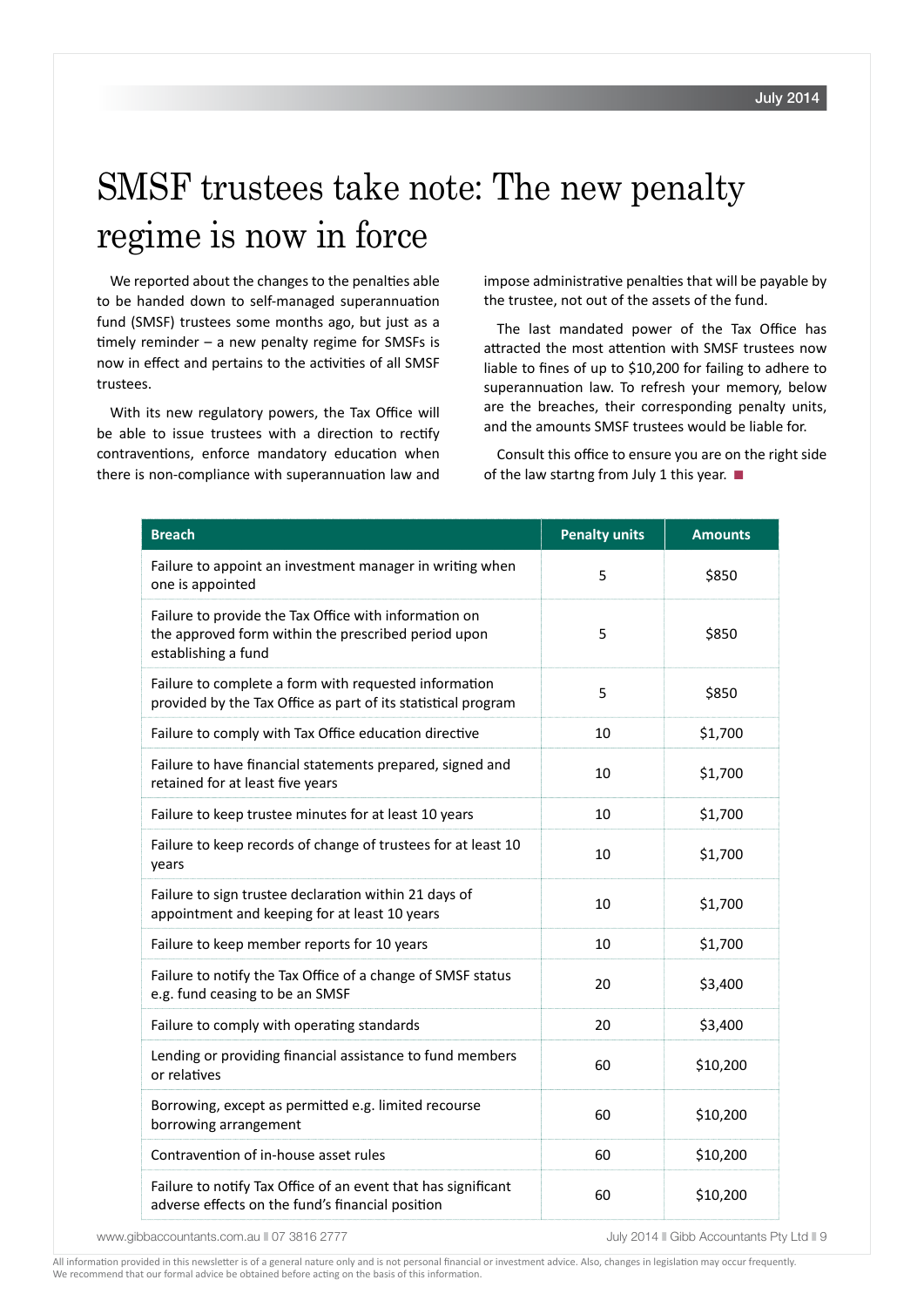# SMSF trustees take note: The new penalty regime is now in force

We reported about the changes to the penalties able to be handed down to self-managed superannuation fund (SMSF) trustees some months ago, but just as a timely reminder – a new penalty regime for SMSFs is now in effect and pertains to the activities of all SMSF trustees.

With its new regulatory powers, the Tax Office will be able to issue trustees with a direction to rectify contraventions, enforce mandatory education when there is non-compliance with superannuation law and impose administrative penalties that will be payable by the trustee, not out of the assets of the fund.

The last mandated power of the Tax Office has attracted the most attention with SMSF trustees now liable to fines of up to $10,200 for failing to adhere to superannuation law. To refresh your memory, below are the breaches, their corresponding penalty units, and the amounts SMSF trustees would be liable for.

Consult this office to ensure you are on the right side of the law startng from July 1 this year.

| Breach | Penalty units | Amounts |
|---|---|---|
| Failure to appoint an investment manager in writing when one is appointed | 5 | $850 |
| Failure to provide the Tax Office with information on the approved form within the prescribed period upon establishing a fund | 5 | $850 |
| Failure to complete a form with requested information provided by the Tax Office as part of its statistical program | 5 | $850 |
| Failure to comply with Tax Office education directive | 10 | $1,700 |
| Failure to have financial statements prepared, signed and retained for at least five years | 10 | $1,700 |
| Failure to keep trustee minutes for at least 10 years | 10 | $1,700 |
| Failure to keep records of change of trustees for at least 10 years | 10 | $1,700 |
| Failure to sign trustee declaration within 21 days of appointment and keeping for at least 10 years | 10 | $1,700 |
| Failure to keep member reports for 10 years | 10 | $1,700 |
| Failure to notify the Tax Office of a change of SMSF status e.g. fund ceasing to be an SMSF | 20 | $3,400 |
| Failure to comply with operating standards | 20 | $3,400 |
| Lending or providing financial assistance to fund members or relatives | 60 | $10,200 |
| Borrowing, except as permitted e.g. limited recourse borrowing arrangement | 60 | $10,200 |
| Contravention of in-house asset rules | 60 | $10,200 |
| Failure to notify Tax Office of an event that has significant adverse effects on the fund's financial position | 60 | $10,200 |

All information provided in this newsletter is of a general nature only and is not personal financial or investment advice. Also, changes in legislation may occur frequently. We recommend that our formal advice be obtained before acting on the basis of this information.